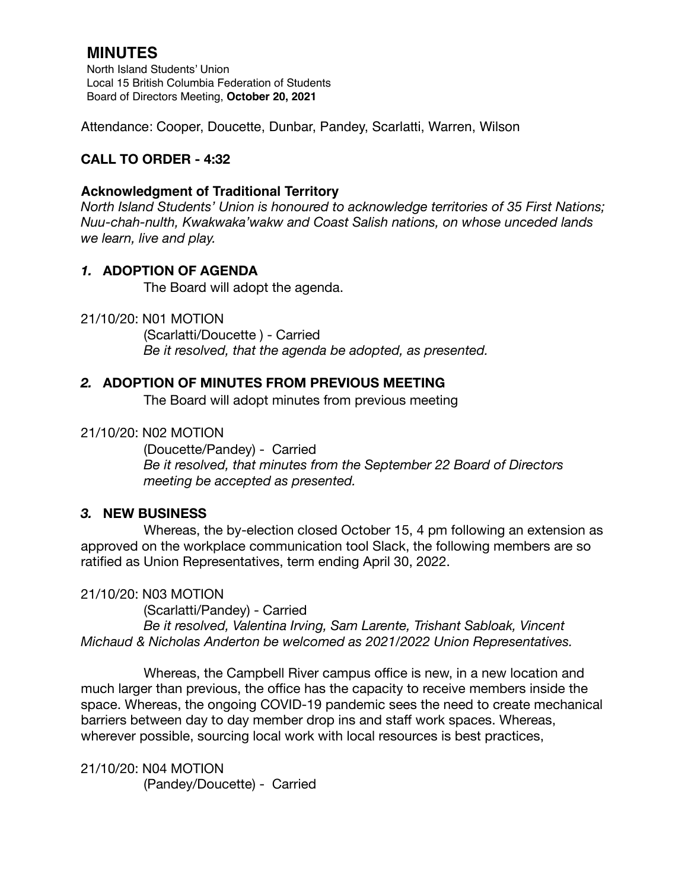# MINUTES

North Island Students' Union
Local 15 British Columbia Federation of Students
Board of Directors Meeting, **October 20, 2021**

Attendance: Cooper, Doucette, Dunbar, Pandey, Scarlatti, Warren, Wilson

**CALL TO ORDER - 4:32**

**Acknowledgment of Traditional Territory**

*North Island Students' Union is honoured to acknowledge territories of 35 First Nations; Nuu-chah-nulth, Kwakwaka'wakw and Coast Salish nations, on whose unceded lands we learn, live and play.*

## *1.* ADOPTION OF AGENDA

The Board will adopt the agenda.

21/10/20: N01 MOTION

(Scarlatti/Doucette ) - Carried

*Be it resolved, that the agenda be adopted, as presented.*

## *2.* ADOPTION OF MINUTES FROM PREVIOUS MEETING

The Board will adopt minutes from previous meeting

21/10/20: N02 MOTION

(Doucette/Pandey) - Carried

*Be it resolved, that minutes from the September 22 Board of Directors meeting be accepted as presented.*

## *3.* NEW BUSINESS

Whereas, the by-election closed October 15, 4 pm following an extension as approved on the workplace communication tool Slack, the following members are so ratified as Union Representatives, term ending April 30, 2022.

21/10/20: N03 MOTION

(Scarlatti/Pandey) - Carried

*Be it resolved, Valentina Irving, Sam Larente, Trishant Sabloak, Vincent Michaud & Nicholas Anderton be welcomed as 2021/2022 Union Representatives.*

Whereas, the Campbell River campus office is new, in a new location and much larger than previous, the office has the capacity to receive members inside the space. Whereas, the ongoing COVID-19 pandemic sees the need to create mechanical barriers between day to day member drop ins and staff work spaces. Whereas, wherever possible, sourcing local work with local resources is best practices,

21/10/20: N04 MOTION

(Pandey/Doucette) - Carried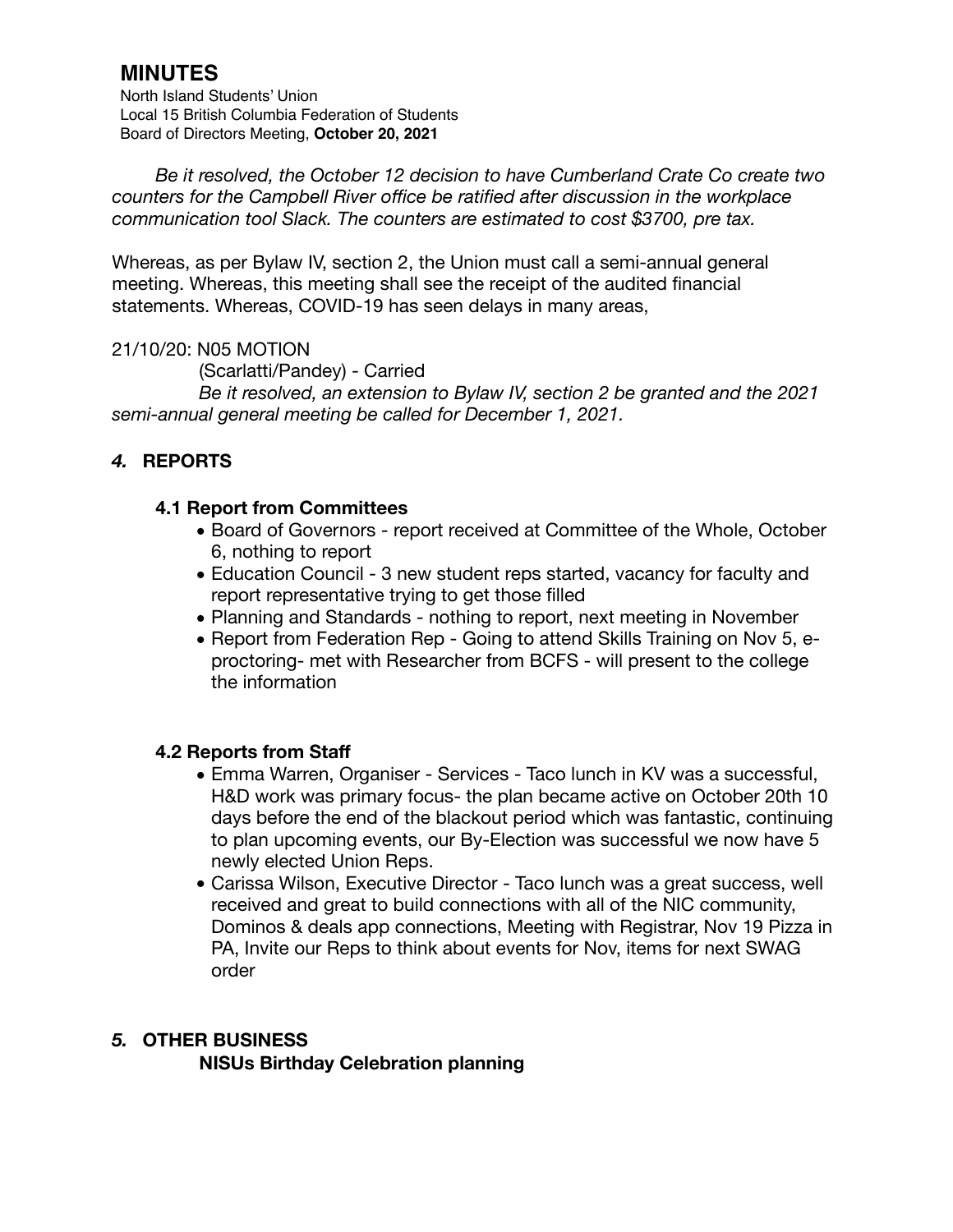# MINUTES

North Island Students' Union
Local 15 British Columbia Federation of Students
Board of Directors Meeting, **October 20, 2021**

*Be it resolved, the October 12 decision to have Cumberland Crate Co create two counters for the Campbell River office be ratified after discussion in the workplace communication tool Slack. The counters are estimated to cost $3700, pre tax.*

Whereas, as per Bylaw IV, section 2, the Union must call a semi-annual general meeting. Whereas, this meeting shall see the receipt of the audited financial statements. Whereas, COVID-19 has seen delays in many areas,

21/10/20: N05 MOTION

(Scarlatti/Pandey) - Carried

*Be it resolved, an extension to Bylaw IV, section 2 be granted and the 2021 semi-annual general meeting be called for December 1, 2021.*

## *4.* REPORTS

### 4.1 Report from Committees

- Board of Governors - report received at Committee of the Whole, October 6, nothing to report
- Education Council - 3 new student reps started, vacancy for faculty and report representative trying to get those filled
- Planning and Standards - nothing to report, next meeting in November
- Report from Federation Rep - Going to attend Skills Training on Nov 5, e-proctoring- met with Researcher from BCFS - will present to the college the information

### 4.2 Reports from Staff

- Emma Warren, Organiser - Services - Taco lunch in KV was a successful, H&D work was primary focus- the plan became active on October 20th 10 days before the end of the blackout period which was fantastic, continuing to plan upcoming events, our By-Election was successful we now have 5 newly elected Union Reps.
- Carissa Wilson, Executive Director - Taco lunch was a great success, well received and great to build connections with all of the NIC community, Dominos & deals app connections, Meeting with Registrar, Nov 19 Pizza in PA, Invite our Reps to think about events for Nov, items for next SWAG order

## *5.* OTHER BUSINESS

**NISUs Birthday Celebration planning**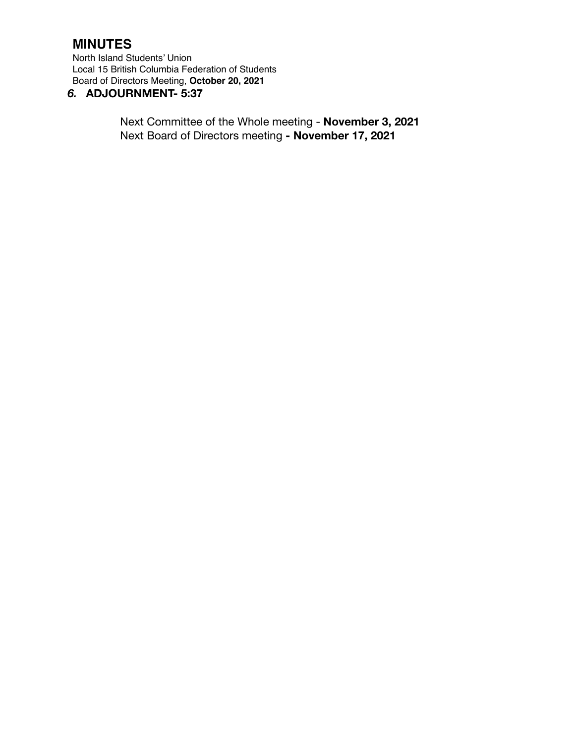# MINUTES

North Island Students' Union
Local 15 British Columbia Federation of Students
Board of Directors Meeting, **October 20, 2021**

## *6.* ADJOURNMENT- 5:37

Next Committee of the Whole meeting - **November 3, 2021**
Next Board of Directors meeting **- November 17, 2021**